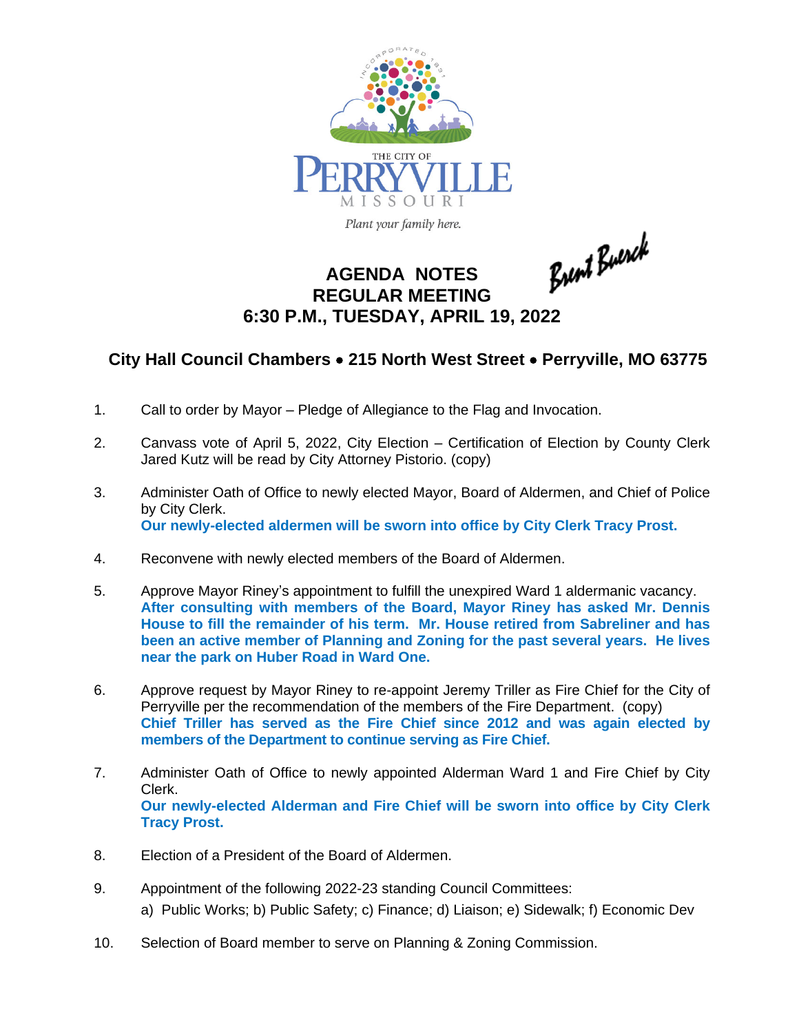THE CITY OF PERRYVILLE MISSOURI

*Plant your family here.*

Brent Buerck

# AGENDA NOTES
## REGULAR MEETING
## 6:30 P.M., TUESDAY, APRIL 19, 2022

**City Hall Council Chambers • 215 North West Street • Perryville, MO 63775**

1. Call to order by Mayor – Pledge of Allegiance to the Flag and Invocation.

2. Canvass vote of April 5, 2022, City Election – Certification of Election by County Clerk Jared Kutz will be read by City Attorney Pistorio. (copy)

3. Administer Oath of Office to newly elected Mayor, Board of Aldermen, and Chief of Police by City Clerk.
**Our newly-elected aldermen will be sworn into office by City Clerk Tracy Prost.**

4. Reconvene with newly elected members of the Board of Aldermen.

5. Approve Mayor Riney's appointment to fulfill the unexpired Ward 1 aldermanic vacancy.
**After consulting with members of the Board, Mayor Riney has asked Mr. Dennis House to fill the remainder of his term. Mr. House retired from Sabreliner and has been an active member of Planning and Zoning for the past several years. He lives near the park on Huber Road in Ward One.**

6. Approve request by Mayor Riney to re-appoint Jeremy Triller as Fire Chief for the City of Perryville per the recommendation of the members of the Fire Department. (copy)
**Chief Triller has served as the Fire Chief since 2012 and was again elected by members of the Department to continue serving as Fire Chief.**

7. Administer Oath of Office to newly appointed Alderman Ward 1 and Fire Chief by City Clerk.
**Our newly-elected Alderman and Fire Chief will be sworn into office by City Clerk Tracy Prost.**

8. Election of a President of the Board of Aldermen.

9. Appointment of the following 2022-23 standing Council Committees:
a) Public Works; b) Public Safety; c) Finance; d) Liaison; e) Sidewalk; f) Economic Dev

10. Selection of Board member to serve on Planning & Zoning Commission.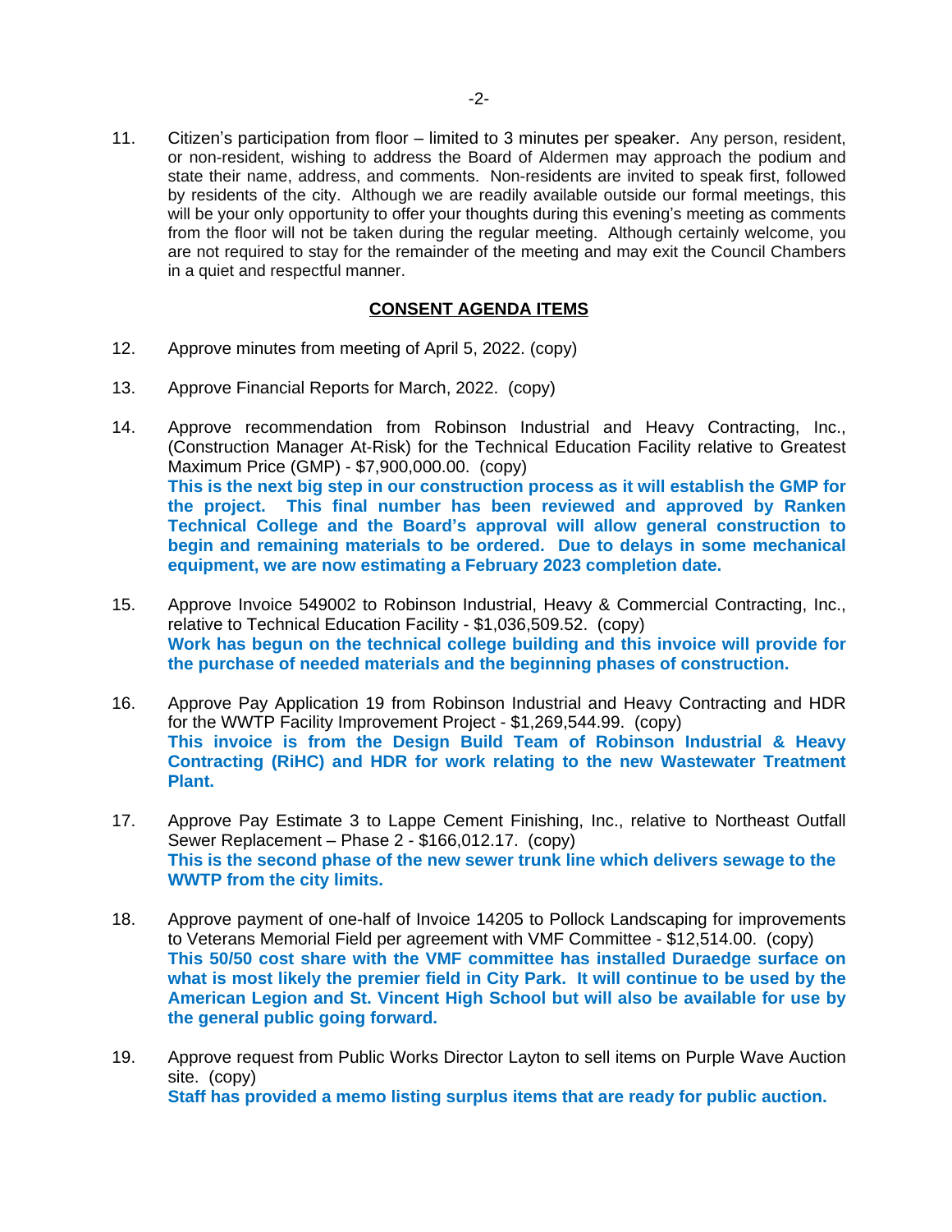11. Citizen's participation from floor – limited to 3 minutes per speaker. Any person, resident, or non-resident, wishing to address the Board of Aldermen may approach the podium and state their name, address, and comments. Non-residents are invited to speak first, followed by residents of the city. Although we are readily available outside our formal meetings, this will be your only opportunity to offer your thoughts during this evening's meeting as comments from the floor will not be taken during the regular meeting. Although certainly welcome, you are not required to stay for the remainder of the meeting and may exit the Council Chambers in a quiet and respectful manner.

## CONSENT AGENDA ITEMS

12. Approve minutes from meeting of April 5, 2022. (copy)

13. Approve Financial Reports for March, 2022. (copy)

14. Approve recommendation from Robinson Industrial and Heavy Contracting, Inc., (Construction Manager At-Risk) for the Technical Education Facility relative to Greatest Maximum Price (GMP) - $7,900,000.00. (copy)
    **This is the next big step in our construction process as it will establish the GMP for the project. This final number has been reviewed and approved by Ranken Technical College and the Board's approval will allow general construction to begin and remaining materials to be ordered. Due to delays in some mechanical equipment, we are now estimating a February 2023 completion date.**

15. Approve Invoice 549002 to Robinson Industrial, Heavy & Commercial Contracting, Inc., relative to Technical Education Facility - $1,036,509.52. (copy)
    **Work has begun on the technical college building and this invoice will provide for the purchase of needed materials and the beginning phases of construction.**

16. Approve Pay Application 19 from Robinson Industrial and Heavy Contracting and HDR for the WWTP Facility Improvement Project - $1,269,544.99. (copy)
    **This invoice is from the Design Build Team of Robinson Industrial & Heavy Contracting (RiHC) and HDR for work relating to the new Wastewater Treatment Plant.**

17. Approve Pay Estimate 3 to Lappe Cement Finishing, Inc., relative to Northeast Outfall Sewer Replacement – Phase 2 - $166,012.17. (copy)
    **This is the second phase of the new sewer trunk line which delivers sewage to the WWTP from the city limits.**

18. Approve payment of one-half of Invoice 14205 to Pollock Landscaping for improvements to Veterans Memorial Field per agreement with VMF Committee - $12,514.00. (copy)
    **This 50/50 cost share with the VMF committee has installed Duraedge surface on what is most likely the premier field in City Park. It will continue to be used by the American Legion and St. Vincent High School but will also be available for use by the general public going forward.**

19. Approve request from Public Works Director Layton to sell items on Purple Wave Auction site. (copy)
    **Staff has provided a memo listing surplus items that are ready for public auction.**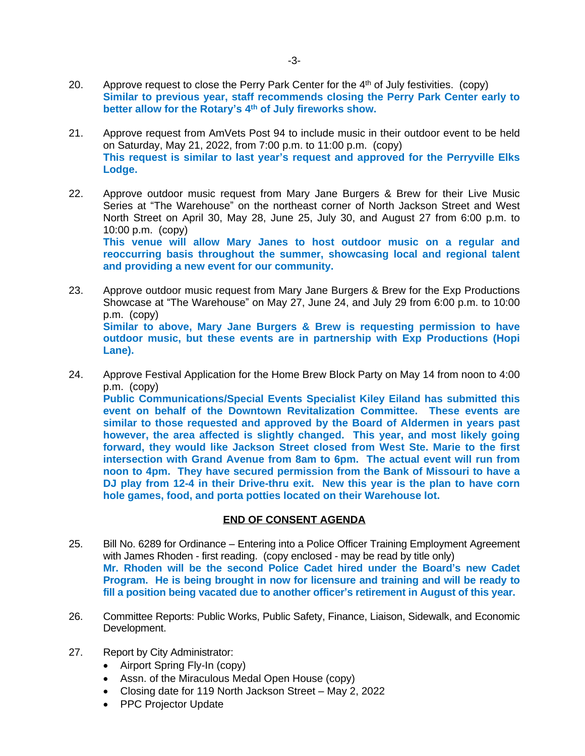20. Approve request to close the Perry Park Center for the 4th of July festivities. (copy)
**Similar to previous year, staff recommends closing the Perry Park Center early to better allow for the Rotary's 4th of July fireworks show.**

21. Approve request from AmVets Post 94 to include music in their outdoor event to be held on Saturday, May 21, 2022, from 7:00 p.m. to 11:00 p.m. (copy)
**This request is similar to last year's request and approved for the Perryville Elks Lodge.**

22. Approve outdoor music request from Mary Jane Burgers & Brew for their Live Music Series at "The Warehouse" on the northeast corner of North Jackson Street and West North Street on April 30, May 28, June 25, July 30, and August 27 from 6:00 p.m. to 10:00 p.m. (copy)
**This venue will allow Mary Janes to host outdoor music on a regular and reoccurring basis throughout the summer, showcasing local and regional talent and providing a new event for our community.**

23. Approve outdoor music request from Mary Jane Burgers & Brew for the Exp Productions Showcase at "The Warehouse" on May 27, June 24, and July 29 from 6:00 p.m. to 10:00 p.m. (copy)
**Similar to above, Mary Jane Burgers & Brew is requesting permission to have outdoor music, but these events are in partnership with Exp Productions (Hopi Lane).**

24. Approve Festival Application for the Home Brew Block Party on May 14 from noon to 4:00 p.m. (copy)
**Public Communications/Special Events Specialist Kiley Eiland has submitted this event on behalf of the Downtown Revitalization Committee. These events are similar to those requested and approved by the Board of Aldermen in years past however, the area affected is slightly changed. This year, and most likely going forward, they would like Jackson Street closed from West Ste. Marie to the first intersection with Grand Avenue from 8am to 6pm. The actual event will run from noon to 4pm. They have secured permission from the Bank of Missouri to have a DJ play from 12-4 in their Drive-thru exit. New this year is the plan to have corn hole games, food, and porta potties located on their Warehouse lot.**

**<u>END OF CONSENT AGENDA</u>**

25. Bill No. 6289 for Ordinance – Entering into a Police Officer Training Employment Agreement with James Rhoden - first reading. (copy enclosed - may be read by title only)
**Mr. Rhoden will be the second Police Cadet hired under the Board's new Cadet Program. He is being brought in now for licensure and training and will be ready to fill a position being vacated due to another officer's retirement in August of this year.**

26. Committee Reports: Public Works, Public Safety, Finance, Liaison, Sidewalk, and Economic Development.

27. Report by City Administrator:
    - Airport Spring Fly-In (copy)
    - Assn. of the Miraculous Medal Open House (copy)
    - Closing date for 119 North Jackson Street – May 2, 2022
    - PPC Projector Update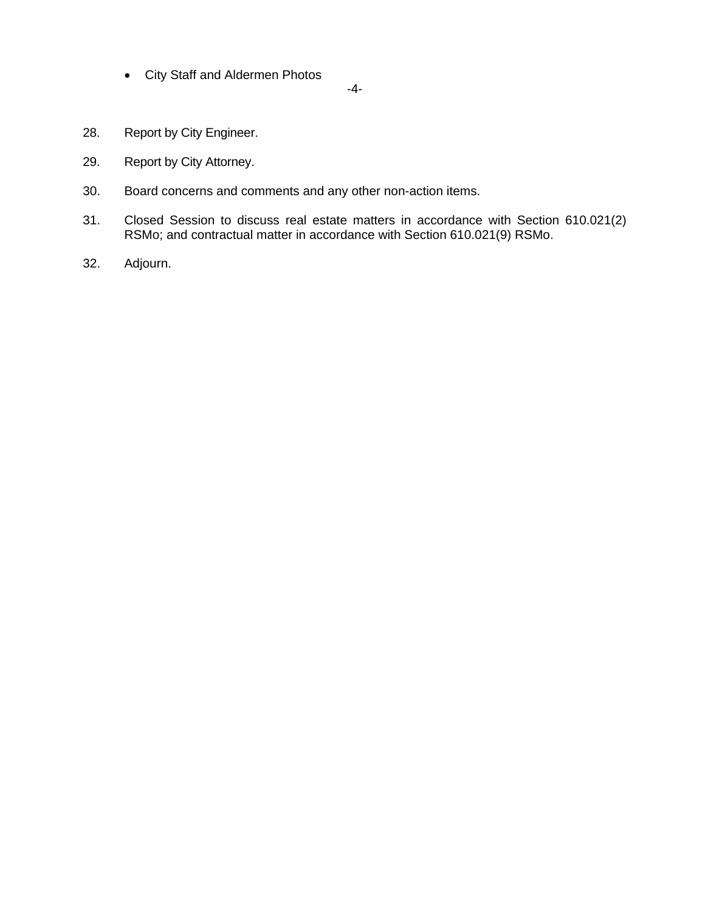- City Staff and Aldermen Photos

28. Report by City Engineer.

29. Report by City Attorney.

30. Board concerns and comments and any other non-action items.

31. Closed Session to discuss real estate matters in accordance with Section 610.021(2) RSMo; and contractual matter in accordance with Section 610.021(9) RSMo.

32. Adjourn.